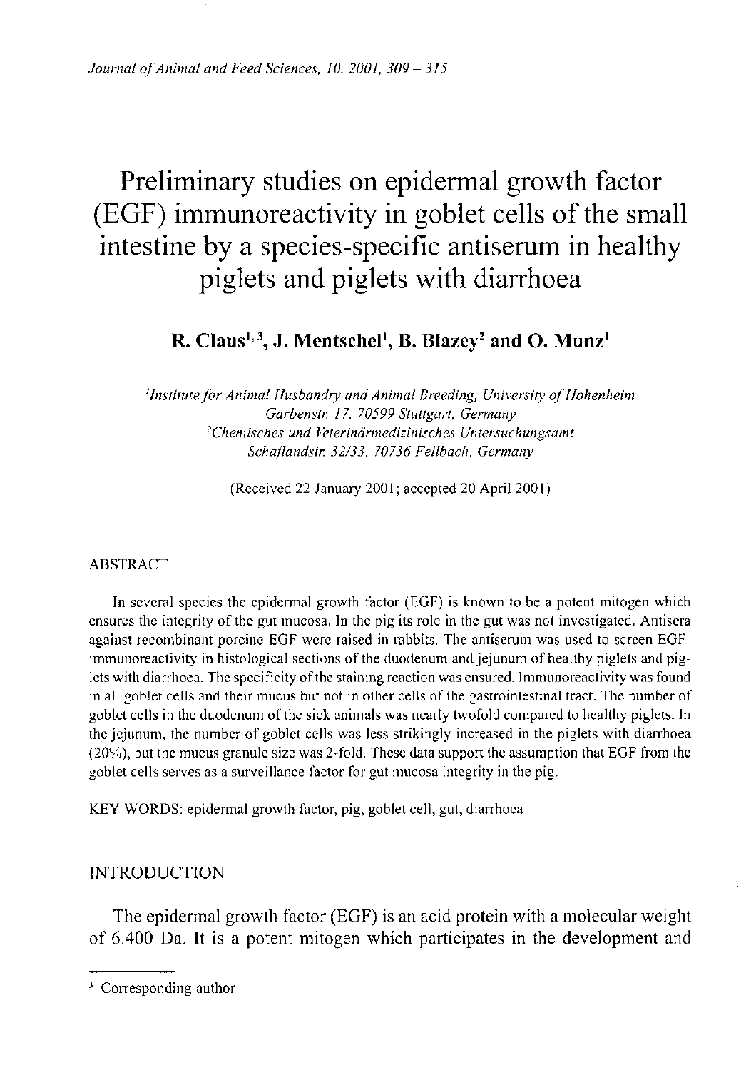# Preliminary studies on epidermal growth factor (EGF) immunoreactivity in goblet cells of the small intestine by a species-specific antiserum in healthy piglets and piglets with diarrhoea

**R. Claus[1,3], J. Mentschel[1], B. Blazey[2] and O. Munz[1]**

*[1]Institute for Animal Husbandry and Animal Breeding, University of Hohenheim Garbenstr. 17, 70599 Stuttgart, Germany*
*[2]Chemisches und Veterinärmedizinisches Untersuchungsamt Schaflandstr. 32/33, 70736 Fellbach, Germany*

(Received 22 January 2001; accepted 20 April 2001)

## ABSTRACT

In several species the epidermal growth factor (EGF) is known to be a potent mitogen which ensures the integrity of the gut mucosa. In the pig its role in the gut was not investigated. Antisera against recombinant porcine EGF were raised in rabbits. The antiserum was used to screen EGF-immunoreactivity in histological sections of the duodenum and jejunum of healthy piglets and piglets with diarrhoea. The specificity of the staining reaction was ensured. Immunoreactivity was found in all goblet cells and their mucus but not in other cells of the gastrointestinal tract. The number of goblet cells in the duodenum of the sick animals was nearly twofold compared to healthy piglets. In the jejunum, the number of goblet cells was less strikingly increased in the piglets with diarrhoea (20%), but the mucus granule size was 2-fold. These data support the assumption that EGF from the goblet cells serves as a surveillance factor for gut mucosa integrity in the pig.

KEY WORDS: epidermal growth factor, pig, goblet cell, gut, diarrhoea

## INTRODUCTION

The epidermal growth factor (EGF) is an acid protein with a molecular weight of 6.400 Da. It is a potent mitogen which participates in the development and

[3] Corresponding author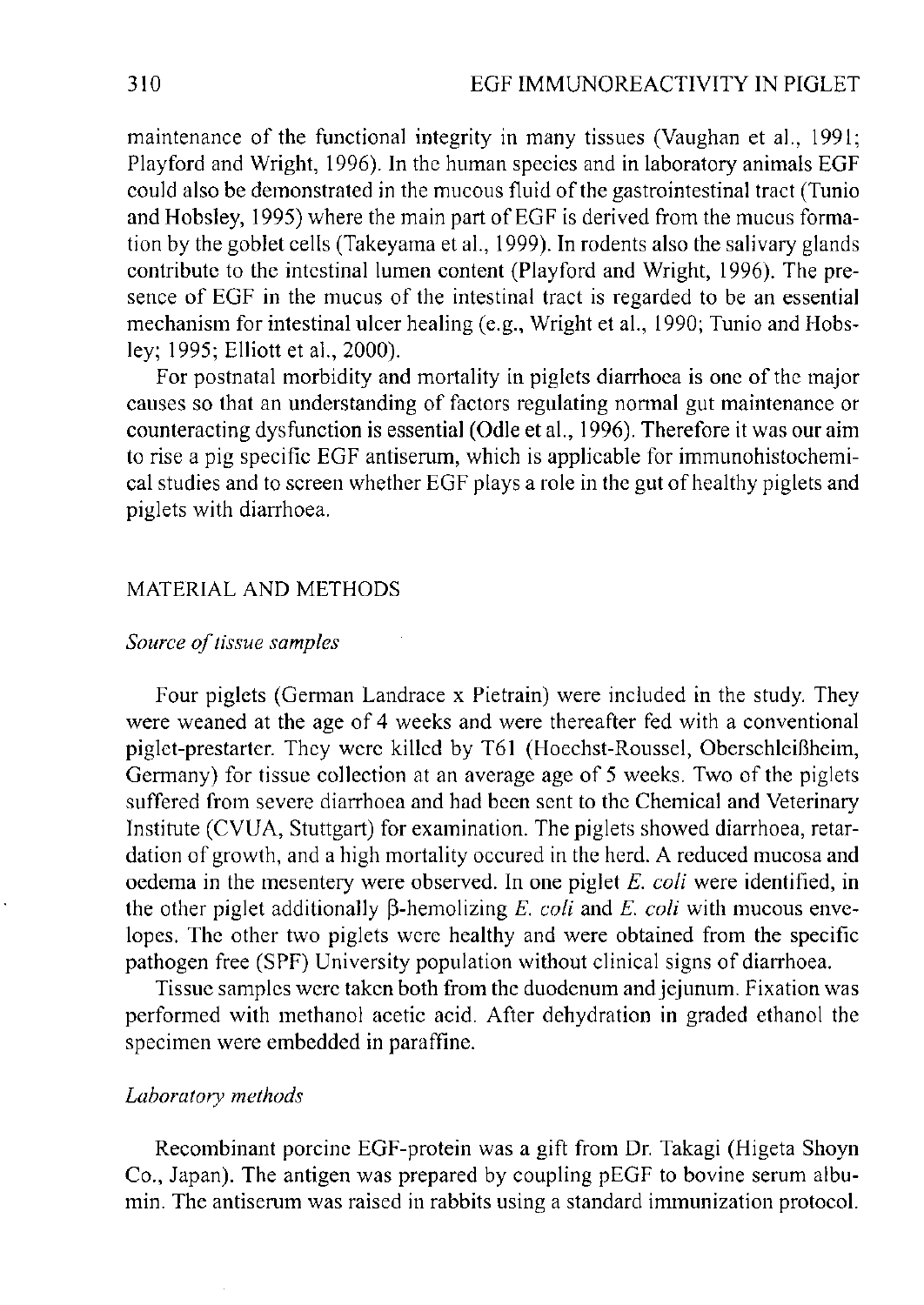maintenance of the functional integrity in many tissues (Vaughan et al., 1991; Playford and Wright, 1996). In the human species and in laboratory animals EGF could also be demonstrated in the mucous fluid of the gastrointestinal tract (Tunio and Hobsley, 1995) where the main part of EGF is derived from the mucus formation by the goblet cells (Takeyama et al., 1999). In rodents also the salivary glands contribute to the intestinal lumen content (Playford and Wright, 1996). The presence of EGF in the mucus of the intestinal tract is regarded to be an essential mechanism for intestinal ulcer healing (e.g., Wright et al., 1990; Tunio and Hobsley; 1995; Elliott et al., 2000).

For postnatal morbidity and mortality in piglets diarrhoea is one of the major causes so that an understanding of factors regulating normal gut maintenance or counteracting dysfunction is essential (Odle et al., 1996). Therefore it was our aim to rise a pig specific EGF antiserum, which is applicable for immunohistochemical studies and to screen whether EGF plays a role in the gut of healthy piglets and piglets with diarrhoea.

## MATERIAL AND METHODS

### *Source of tissue samples*

Four piglets (German Landrace x Pietrain) were included in the study. They were weaned at the age of 4 weeks and were thereafter fed with a conventional piglet-prestarter. They were killed by T61 (Hoechst-Roussel, Oberschleißheim, Germany) for tissue collection at an average age of 5 weeks. Two of the piglets suffered from severe diarrhoea and had been sent to the Chemical and Veterinary Institute (CVUA, Stuttgart) for examination. The piglets showed diarrhoea, retardation of growth, and a high mortality occured in the herd. A reduced mucosa and oedema in the mesentery were observed. In one piglet *E. coli* were identified, in the other piglet additionally β-hemolizing *E. coli* and *E. coli* with mucous envelopes. The other two piglets were healthy and were obtained from the specific pathogen free (SPF) University population without clinical signs of diarrhoea.

Tissue samples were taken both from the duodenum and jejunum. Fixation was performed with methanol acetic acid. After dehydration in graded ethanol the specimen were embedded in paraffine.

### *Laboratory methods*

Recombinant porcine EGF-protein was a gift from Dr. Takagi (Higeta Shoyn Co., Japan). The antigen was prepared by coupling pEGF to bovine serum albumin. The antiserum was raised in rabbits using a standard immunization protocol.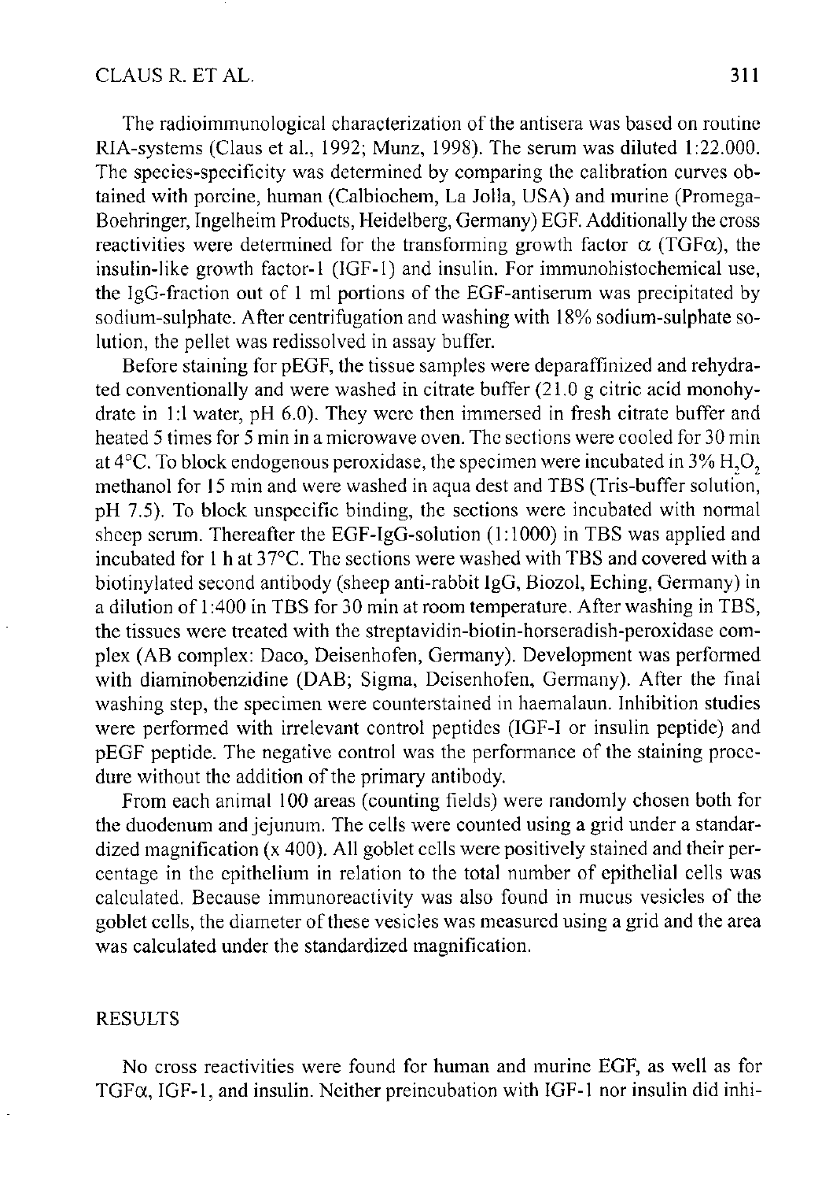The radioimmunological characterization of the antisera was based on routine RIA-systems (Claus et al., 1992; Munz, 1998). The serum was diluted 1:22.000. The species-specificity was determined by comparing the calibration curves obtained with porcine, human (Calbiochem, La Jolla, USA) and murine (Promega-Boehringer, Ingelheim Products, Heidelberg, Germany) EGF. Additionally the cross reactivities were determined for the transforming growth factor $\alpha$ (TGF$\alpha$), the insulin-like growth factor-1 (IGF-1) and insulin. For immunohistochemical use, the IgG-fraction out of 1 ml portions of the EGF-antiserum was precipitated by sodium-sulphate. After centrifugation and washing with 18% sodium-sulphate solution, the pellet was redissolved in assay buffer.

Before staining for pEGF, the tissue samples were deparaffinized and rehydrated conventionally and were washed in citrate buffer (21.0 g citric acid monohydrate in 1:l water, pH 6.0). They were then immersed in fresh citrate buffer and heated 5 times for 5 min in a microwave oven. The sections were cooled for 30 min at 4°C. To block endogenous peroxidase, the specimen were incubated in 3% $H_2O_2$ methanol for 15 min and were washed in aqua dest and TBS (Tris-buffer solution, pH 7.5). To block unspecific binding, the sections were incubated with normal sheep serum. Thereafter the EGF-IgG-solution (1:1000) in TBS was applied and incubated for 1 h at 37°C. The sections were washed with TBS and covered with a biotinylated second antibody (sheep anti-rabbit IgG, Biozol, Eching, Germany) in a dilution of 1:400 in TBS for 30 min at room temperature. After washing in TBS, the tissues were treated with the streptavidin-biotin-horseradish-peroxidase complex (AB complex: Daco, Deisenhofen, Germany). Development was performed with diaminobenzidine (DAB; Sigma, Deisenhofen, Germany). After the final washing step, the specimen were counterstained in haemalaun. Inhibition studies were performed with irrelevant control peptides (IGF-I or insulin peptide) and pEGF peptide. The negative control was the performance of the staining procedure without the addition of the primary antibody.

From each animal 100 areas (counting fields) were randomly chosen both for the duodenum and jejunum. The cells were counted using a grid under a standardized magnification (x 400). All goblet cells were positively stained and their percentage in the epithelium in relation to the total number of epithelial cells was calculated. Because immunoreactivity was also found in mucus vesicles of the goblet cells, the diameter of these vesicles was measured using a grid and the area was calculated under the standardized magnification.

## RESULTS

No cross reactivities were found for human and murine EGF, as well as for TGF$\alpha$, IGF-1, and insulin. Neither preincubation with IGF-1 nor insulin did inhi-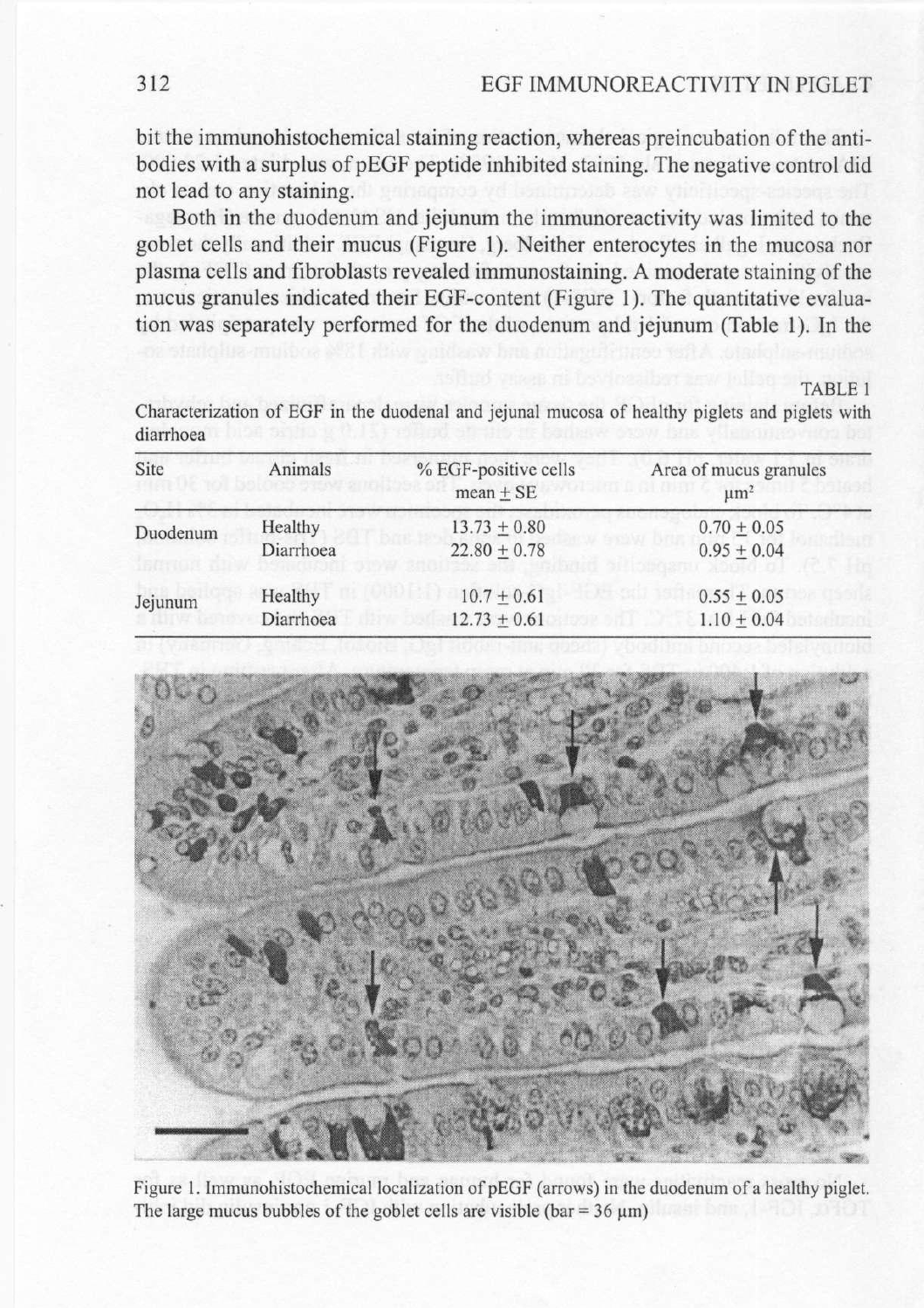bit the immunohistochemical staining reaction, whereas preincubation of the antibodies with a surplus of pEGF peptide inhibited staining. The negative control did not lead to any staining.

Both in the duodenum and jejunum the immunoreactivity was limited to the goblet cells and their mucus (Figure 1). Neither enterocytes in the mucosa nor plasma cells and fibroblasts revealed immunostaining. A moderate staining of the mucus granules indicated their EGF-content (Figure 1). The quantitative evaluation was separately performed for the duodenum and jejunum (Table 1). In the

TABLE 1

Characterization of EGF in the duodenal and jejunal mucosa of healthy piglets and piglets with diarrhoea

| Site | Animals | % EGF-positive cells mean ± SE | Area of mucus granules $\mu m^2$ |
|---|---|---|---|
| Duodenum | Healthy | 13.73 ± 0.80 | 0.70 ± 0.05 |
| | Diarrhoea | 22.80 ± 0.78 | 0.95 ± 0.04 |
| Jejunum | Healthy | 10.7 ± 0.61 | 0.55 ± 0.05 |
| | Diarrhoea | 12.73 ± 0.61 | 1.10 ± 0.04 |

Figure 1. Immunohistochemical localization of pEGF (arrows) in the duodenum of a healthy piglet. The large mucus bubbles of the goblet cells are visible (bar = 36 μm)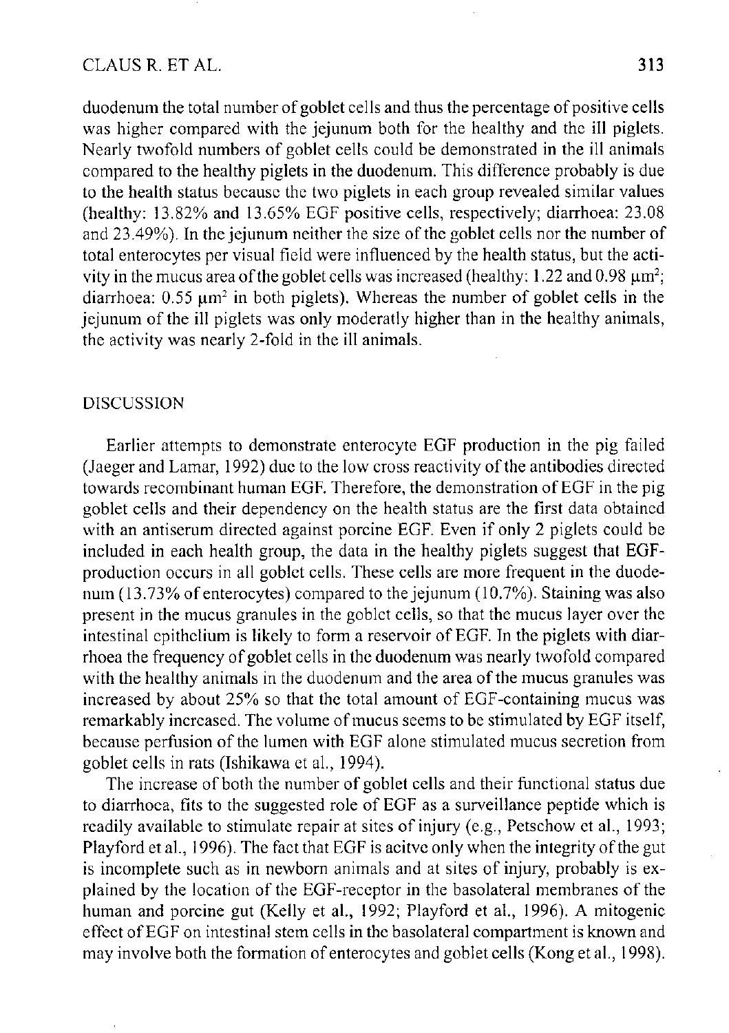duodenum the total number of goblet cells and thus the percentage of positive cells was higher compared with the jejunum both for the healthy and the ill piglets. Nearly twofold numbers of goblet cells could be demonstrated in the ill animals compared to the healthy piglets in the duodenum. This difference probably is due to the health status because the two piglets in each group revealed similar values (healthy: 13.82% and 13.65% EGF positive cells, respectively; diarrhoea: 23.08 and 23.49%). In the jejunum neither the size of the goblet cells nor the number of total enterocytes per visual field were influenced by the health status, but the activity in the mucus area of the goblet cells was increased (healthy: 1.22 and 0.98 $\mu m^2$; diarrhoea: 0.55 $\mu m^2$ in both piglets). Whereas the number of goblet cells in the jejunum of the ill piglets was only moderatly higher than in the healthy animals, the activity was nearly 2-fold in the ill animals.

## DISCUSSION

Earlier attempts to demonstrate enterocyte EGF production in the pig failed (Jaeger and Lamar, 1992) due to the low cross reactivity of the antibodies directed towards recombinant human EGF. Therefore, the demonstration of EGF in the pig goblet cells and their dependency on the health status are the first data obtained with an antiserum directed against porcine EGF. Even if only 2 piglets could be included in each health group, the data in the healthy piglets suggest that EGF-production occurs in all goblet cells. These cells are more frequent in the duodenum (13.73% of enterocytes) compared to the jejunum (10.7%). Staining was also present in the mucus granules in the goblet cells, so that the mucus layer over the intestinal epithelium is likely to form a reservoir of EGF. In the piglets with diarrhoea the frequency of goblet cells in the duodenum was nearly twofold compared with the healthy animals in the duodenum and the area of the mucus granules was increased by about 25% so that the total amount of EGF-containing mucus was remarkably increased. The volume of mucus seems to be stimulated by EGF itself, because perfusion of the lumen with EGF alone stimulated mucus secretion from goblet cells in rats (Ishikawa et al., 1994).

The increase of both the number of goblet cells and their functional status due to diarrhoea, fits to the suggested role of EGF as a surveillance peptide which is readily available to stimulate repair at sites of injury (e.g., Petschow et al., 1993; Playford et al., 1996). The fact that EGF is acitve only when the integrity of the gut is incomplete such as in newborn animals and at sites of injury, probably is explained by the location of the EGF-receptor in the basolateral membranes of the human and porcine gut (Kelly et al., 1992; Playford et al., 1996). A mitogenic effect of EGF on intestinal stem cells in the basolateral compartment is known and may involve both the formation of enterocytes and goblet cells (Kong et al., 1998).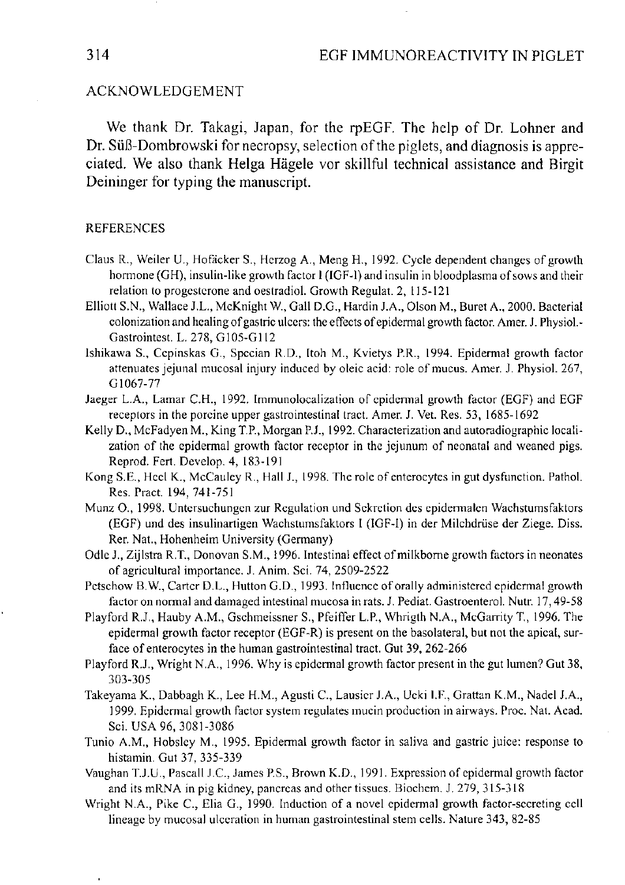## ACKNOWLEDGEMENT

We thank Dr. Takagi, Japan, for the rpEGF. The help of Dr. Lohner and Dr. Süß-Dombrowski for necropsy, selection of the piglets, and diagnosis is appreciated. We also thank Helga Hägele vor skillful technical assistance and Birgit Deininger for typing the manuscript.

## REFERENCES

Claus R., Weiler U., Hofäcker S., Herzog A., Meng H., 1992. Cycle dependent changes of growth hormone (GH), insulin-like growth factor I (IGF-I) and insulin in bloodplasma of sows and their relation to progesterone and oestradiol. Growth Regulat. 2, 115-121

Elliott S.N., Wallace J.L., McKnight W., Gall D.G., Hardin J.A., Olson M., Buret A., 2000. Bacterial colonization and healing of gastric ulcers: the effects of epidermal growth factor. Amer. J. Physiol.-Gastrointest. L. 278, G105-G112

Ishikawa S., Cepinskas G., Specian R.D., Itoh M., Kvietys P.R., 1994. Epidermal growth factor attenuates jejunal mucosal injury induced by oleic acid: role of mucus. Amer. J. Physiol. 267, G1067-77

Jaeger L.A., Lamar C.H., 1992. Immunolocalization of epidermal growth factor (EGF) and EGF receptors in the porcine upper gastrointestinal tract. Amer. J. Vet. Res. 53, 1685-1692

Kelly D., McFadyen M., King T.P., Morgan P.J., 1992. Characterization and autoradiographic localization of the epidermal growth factor receptor in the jejunum of neonatal and weaned pigs. Reprod. Fert. Develop. 4, 183-191

Kong S.E., Heel K., McCauley R., Hall J., 1998. The role of enterocytes in gut dysfunction. Pathol. Res. Pract. 194, 741-751

Munz O., 1998. Untersuchungen zur Regulation und Sekretion des epidermalen Wachstumsfaktors (EGF) und des insulinartigen Wachstumsfaktors I (IGF-I) in der Milchdrüse der Ziege. Diss. Rer. Nat., Hohenheim University (Germany)

Odle J., Zijlstra R.T., Donovan S.M., 1996. Intestinal effect of milkborne growth factors in neonates of agricultural importance. J. Anim. Sci. 74, 2509-2522

Petschow B.W., Carter D.L., Hutton G.D., 1993. Influence of orally administered epidermal growth factor on normal and damaged intestinal mucosa in rats. J. Pediat. Gastroenterol. Nutr. 17, 49-58

Playford R.J., Hauby A.M., Gschmeissner S., Pfeiffer L.P., Whrigth N.A., McGarrity T., 1996. The epidermal growth factor receptor (EGF-R) is present on the basolateral, but not the apical, surface of enterocytes in the human gastrointestinal tract. Gut 39, 262-266

Playford R.J., Wright N.A., 1996. Why is epidermal growth factor present in the gut lumen? Gut 38, 303-305

Takeyama K., Dabbagh K., Lee H.M., Agusti C., Lausier J.A., Ueki I.F., Grattan K.M., Nadel J.A., 1999. Epidermal growth factor system regulates mucin production in airways. Proc. Nat. Acad. Sci. USA 96, 3081-3086

Tunio A.M., Hobsley M., 1995. Epidermal growth factor in saliva and gastric juice: response to histamin. Gut 37, 335-339

Vaughan T.J.U., Pascall J.C., James P.S., Brown K.D., 1991. Expression of epidermal growth factor and its mRNA in pig kidney, pancreas and other tissues. Biochem. J. 279, 315-318

Wright N.A., Pike C., Elia G., 1990. Induction of a novel epidermal growth factor-secreting cell lineage by mucosal ulceration in human gastrointestinal stem cells. Nature 343, 82-85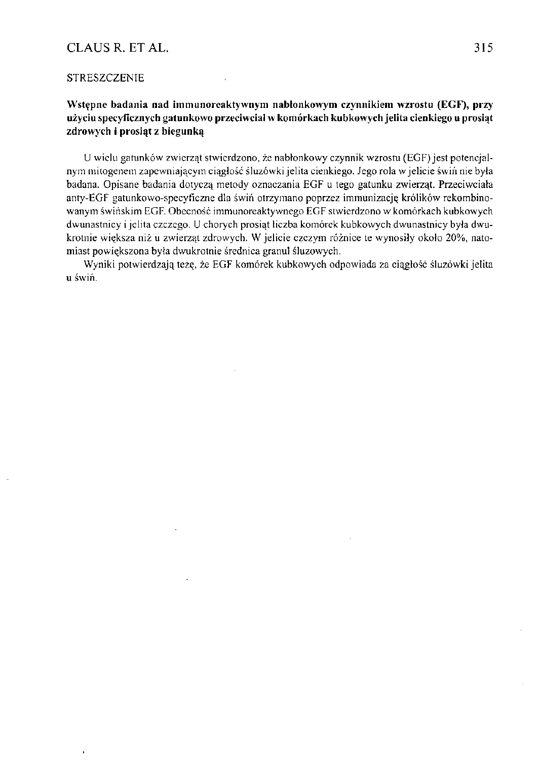## STRESZCZENIE

**Wstępne badania nad immunoreaktywnym nabłonkowym czynnikiem wzrostu (EGF), przy użyciu specyficznych gatunkowo przeciwciał w komórkach kubkowych jelita cienkiego u prosiąt zdrowych i prosiąt z biegunką**

U wielu gatunków zwierząt stwierdzono, że nabłonkowy czynnik wzrostu (EGF) jest potencjalnym mitogenem zapewniającym ciągłość śluzówki jelita cienkiego. Jego rola w jelicie świń nie była badana. Opisane badania dotyczą metody oznaczania EGF u tego gatunku zwierząt. Przeciwciała anty-EGF gatunkowo-specyficzne dla świń otrzymano poprzez immunizację królików rekombinowanym świńskim EGF. Obecność immunoreaktywnego EGF stwierdzono w komórkach kubkowych dwunastnicy i jelita czczego. U chorych prosiąt liczba komórek kubkowych dwunastnicy była dwukrotnie większa niż u zwierząt zdrowych. W jelicie czczym różnice te wynosiły około 20%, natomiast powiększona była dwukrotnie średnica granul śluzowych.

Wyniki potwierdzają tezę, że EGF komórek kubkowych odpowiada za ciągłość śluzówki jelita u świń.